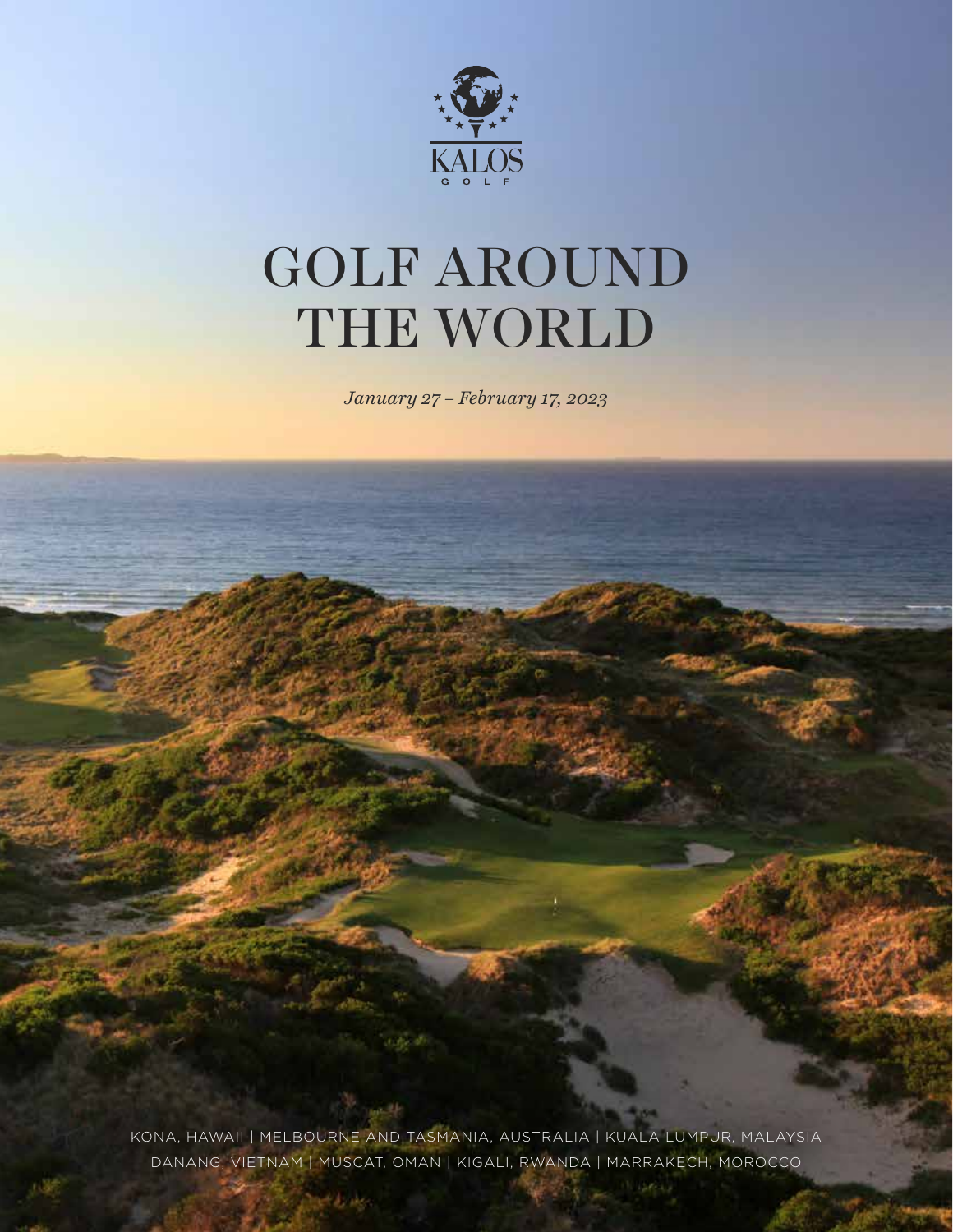KALOS

GOLF

# GOLF AROUND THE WORLD

*January 27 – February 17, 2023*

KONA, HAWAII | MELBOURNE AND TASMANIA, AUSTRALIA | KUALA LUMPUR, MALAYSIA
DANANG, VIETNAM | MUSCAT, OMAN | KIGALI, RWANDA | MARRAKECH, MOROCCO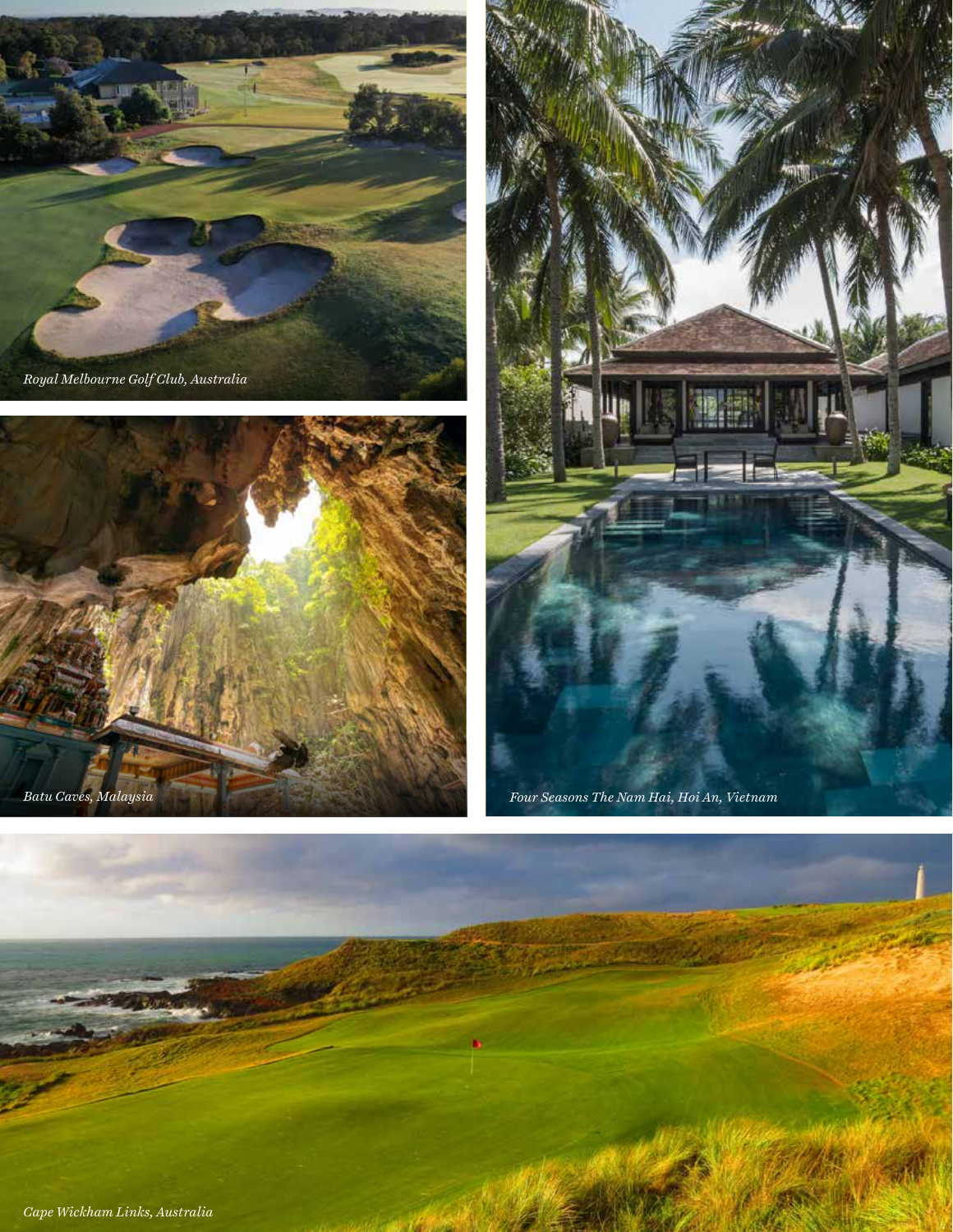*Royal Melbourne Golf Club, Australia*

*Batu Caves, Malaysia*

*Four Seasons The Nam Hai, Hoi An, Vietnam*

*Cape Wickham Links, Australia*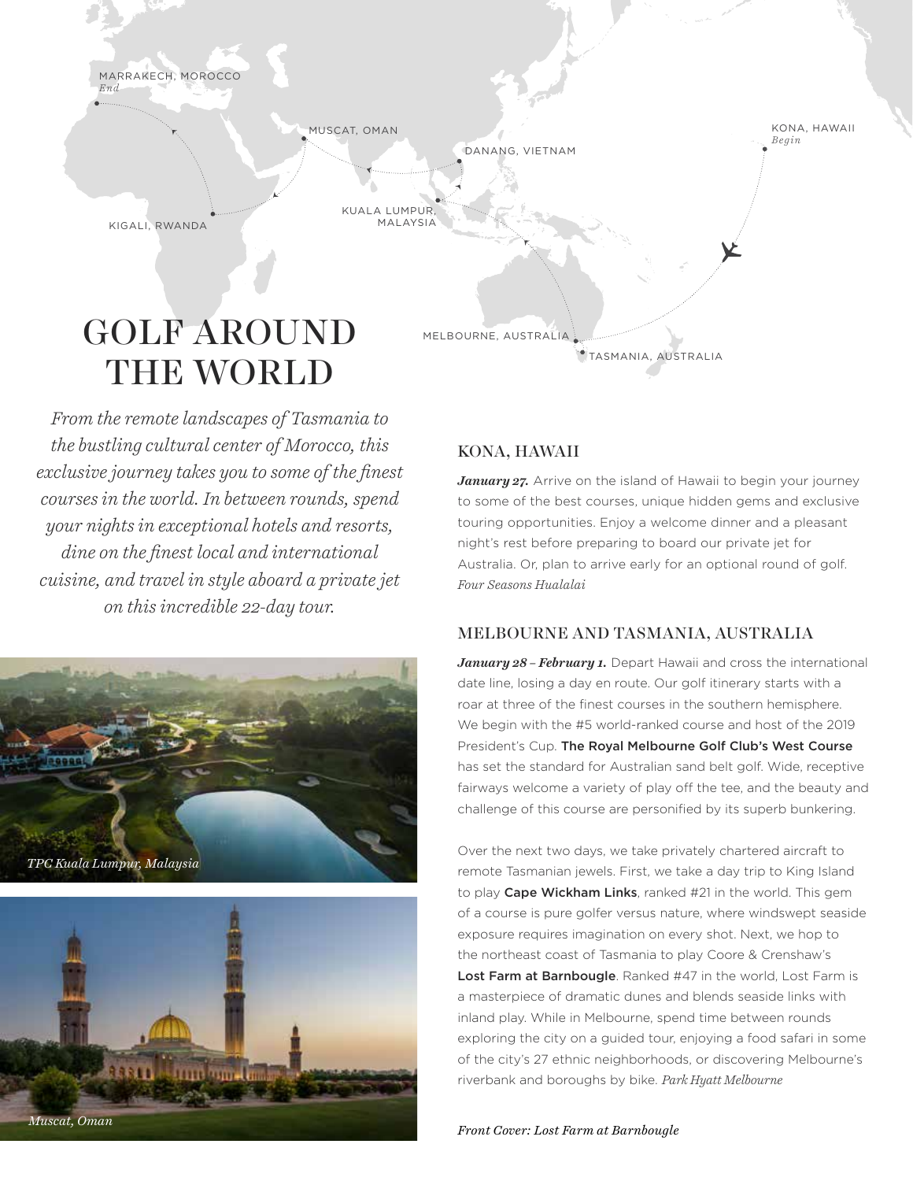MARRAKECH, MOROCCO
*End*

MUSCAT, OMAN

DANANG, VIETNAM

KONA, HAWAII
*Begin*

KUALA LUMPUR, MALAYSIA

KIGALI, RWANDA

MELBOURNE, AUSTRALIA

TASMANIA, AUSTRALIA

# GOLF AROUND THE WORLD

*From the remote landscapes of Tasmania to the bustling cultural center of Morocco, this exclusive journey takes you to some of the finest courses in the world. In between rounds, spend your nights in exceptional hotels and resorts, dine on the finest local and international cuisine, and travel in style aboard a private jet on this incredible 22-day tour.*

*TPC Kuala Lumpur, Malaysia*

*Muscat, Oman*

## KONA, HAWAII

***January 27.*** Arrive on the island of Hawaii to begin your journey to some of the best courses, unique hidden gems and exclusive touring opportunities. Enjoy a welcome dinner and a pleasant night's rest before preparing to board our private jet for Australia. Or, plan to arrive early for an optional round of golf. *Four Seasons Hualalai*

## MELBOURNE AND TASMANIA, AUSTRALIA

***January 28 – February 1.*** Depart Hawaii and cross the international date line, losing a day en route. Our golf itinerary starts with a roar at three of the finest courses in the southern hemisphere. We begin with the #5 world-ranked course and host of the 2019 President's Cup. The Royal Melbourne Golf Club's West Course has set the standard for Australian sand belt golf. Wide, receptive fairways welcome a variety of play off the tee, and the beauty and challenge of this course are personified by its superb bunkering.

Over the next two days, we take privately chartered aircraft to remote Tasmanian jewels. First, we take a day trip to King Island to play **Cape Wickham Links**, ranked #21 in the world. This gem of a course is pure golfer versus nature, where windswept seaside exposure requires imagination on every shot. Next, we hop to the northeast coast of Tasmania to play Coore & Crenshaw's **Lost Farm at Barnbougle**. Ranked #47 in the world, Lost Farm is a masterpiece of dramatic dunes and blends seaside links with inland play. While in Melbourne, spend time between rounds exploring the city on a guided tour, enjoying a food safari in some of the city's 27 ethnic neighborhoods, or discovering Melbourne's riverbank and boroughs by bike. *Park Hyatt Melbourne*

*Front Cover: Lost Farm at Barnbougle*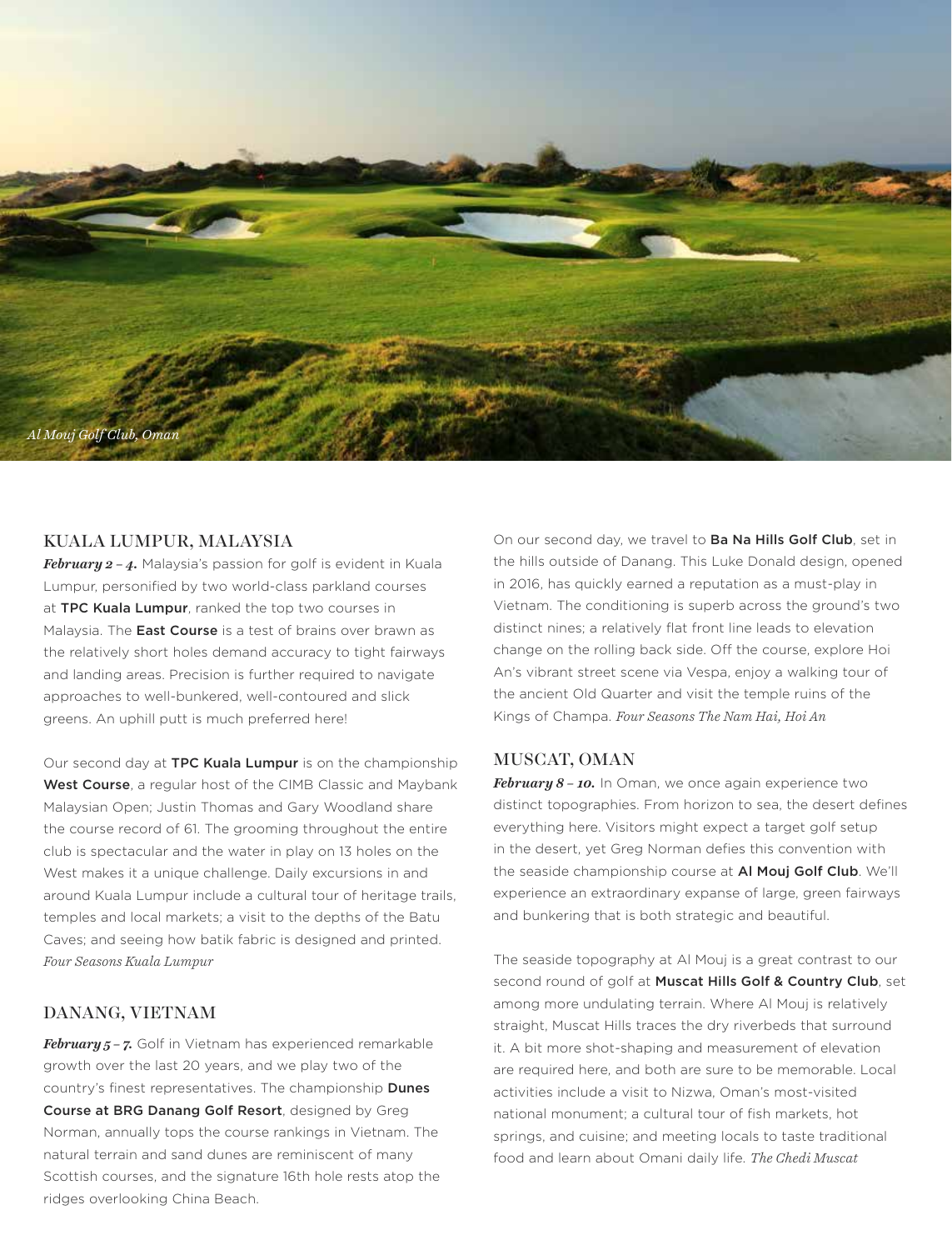*Al Mouj Golf Club, Oman*

## KUALA LUMPUR, MALAYSIA

***February 2 – 4.*** Malaysia's passion for golf is evident in Kuala Lumpur, personified by two world-class parkland courses at **TPC Kuala Lumpur**, ranked the top two courses in Malaysia. The **East Course** is a test of brains over brawn as the relatively short holes demand accuracy to tight fairways and landing areas. Precision is further required to navigate approaches to well-bunkered, well-contoured and slick greens. An uphill putt is much preferred here!

Our second day at **TPC Kuala Lumpur** is on the championship **West Course**, a regular host of the CIMB Classic and Maybank Malaysian Open; Justin Thomas and Gary Woodland share the course record of 61. The grooming throughout the entire club is spectacular and the water in play on 13 holes on the West makes it a unique challenge. Daily excursions in and around Kuala Lumpur include a cultural tour of heritage trails, temples and local markets; a visit to the depths of the Batu Caves; and seeing how batik fabric is designed and printed. *Four Seasons Kuala Lumpur*

## DANANG, VIETNAM

***February 5 – 7.*** Golf in Vietnam has experienced remarkable growth over the last 20 years, and we play two of the country's finest representatives. The championship **Dunes Course at BRG Danang Golf Resort**, designed by Greg Norman, annually tops the course rankings in Vietnam. The natural terrain and sand dunes are reminiscent of many Scottish courses, and the signature 16th hole rests atop the ridges overlooking China Beach.

On our second day, we travel to **Ba Na Hills Golf Club**, set in the hills outside of Danang. This Luke Donald design, opened in 2016, has quickly earned a reputation as a must-play in Vietnam. The conditioning is superb across the ground's two distinct nines; a relatively flat front line leads to elevation change on the rolling back side. Off the course, explore Hoi An's vibrant street scene via Vespa, enjoy a walking tour of the ancient Old Quarter and visit the temple ruins of the Kings of Champa. *Four Seasons The Nam Hai, Hoi An*

## MUSCAT, OMAN

***February 8 – 10.*** In Oman, we once again experience two distinct topographies. From horizon to sea, the desert defines everything here. Visitors might expect a target golf setup in the desert, yet Greg Norman defies this convention with the seaside championship course at **Al Mouj Golf Club**. We'll experience an extraordinary expanse of large, green fairways and bunkering that is both strategic and beautiful.

The seaside topography at Al Mouj is a great contrast to our second round of golf at **Muscat Hills Golf & Country Club**, set among more undulating terrain. Where Al Mouj is relatively straight, Muscat Hills traces the dry riverbeds that surround it. A bit more shot-shaping and measurement of elevation are required here, and both are sure to be memorable. Local activities include a visit to Nizwa, Oman's most-visited national monument; a cultural tour of fish markets, hot springs, and cuisine; and meeting locals to taste traditional food and learn about Omani daily life. *The Chedi Muscat*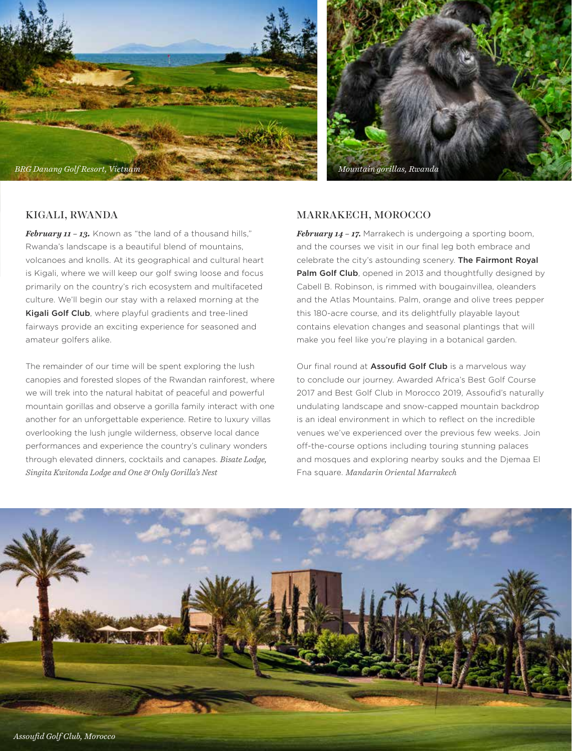*BRG Danang Golf Resort, Vietnam*

*Mountain gorillas, Rwanda*

## KIGALI, RWANDA

***February 11 – 13.*** Known as "the land of a thousand hills," Rwanda's landscape is a beautiful blend of mountains, volcanoes and knolls. At its geographical and cultural heart is Kigali, where we will keep our golf swing loose and focus primarily on the country's rich ecosystem and multifaceted culture. We'll begin our stay with a relaxed morning at the **Kigali Golf Club**, where playful gradients and tree-lined fairways provide an exciting experience for seasoned and amateur golfers alike.

The remainder of our time will be spent exploring the lush canopies and forested slopes of the Rwandan rainforest, where we will trek into the natural habitat of peaceful and powerful mountain gorillas and observe a gorilla family interact with one another for an unforgettable experience. Retire to luxury villas overlooking the lush jungle wilderness, observe local dance performances and experience the country's culinary wonders through elevated dinners, cocktails and canapes. *Bisate Lodge, Singita Kwitonda Lodge and One & Only Gorilla's Nest*

## MARRAKECH, MOROCCO

***February 14 – 17.*** Marrakech is undergoing a sporting boom, and the courses we visit in our final leg both embrace and celebrate the city's astounding scenery. **The Fairmont Royal Palm Golf Club**, opened in 2013 and thoughtfully designed by Cabell B. Robinson, is rimmed with bougainvillea, oleanders and the Atlas Mountains. Palm, orange and olive trees pepper this 180-acre course, and its delightfully playable layout contains elevation changes and seasonal plantings that will make you feel like you're playing in a botanical garden.

Our final round at **Assoufid Golf Club** is a marvelous way to conclude our journey. Awarded Africa's Best Golf Course 2017 and Best Golf Club in Morocco 2019, Assoufid's naturally undulating landscape and snow-capped mountain backdrop is an ideal environment in which to reflect on the incredible venues we've experienced over the previous few weeks. Join off-the-course options including touring stunning palaces and mosques and exploring nearby souks and the Djemaa El Fna square. *Mandarin Oriental Marrakech*

*Assoufid Golf Club, Morocco*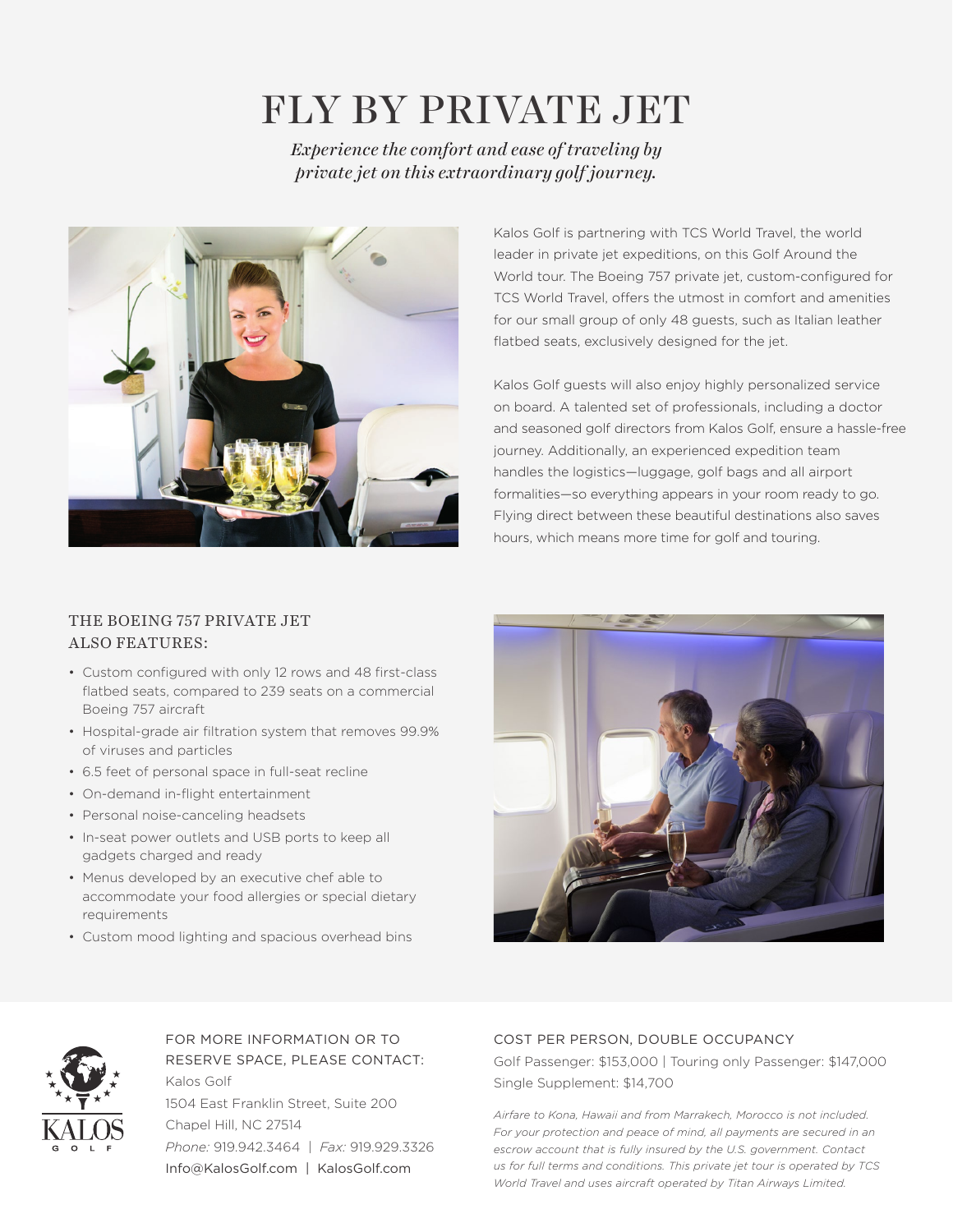# FLY BY PRIVATE JET

*Experience the comfort and ease of traveling by private jet on this extraordinary golf journey.*

Kalos Golf is partnering with TCS World Travel, the world leader in private jet expeditions, on this Golf Around the World tour. The Boeing 757 private jet, custom-configured for TCS World Travel, offers the utmost in comfort and amenities for our small group of only 48 guests, such as Italian leather flatbed seats, exclusively designed for the jet.

Kalos Golf guests will also enjoy highly personalized service on board. A talented set of professionals, including a doctor and seasoned golf directors from Kalos Golf, ensure a hassle-free journey. Additionally, an experienced expedition team handles the logistics—luggage, golf bags and all airport formalities—so everything appears in your room ready to go. Flying direct between these beautiful destinations also saves hours, which means more time for golf and touring.

## THE BOEING 757 PRIVATE JET ALSO FEATURES:

- Custom configured with only 12 rows and 48 first-class flatbed seats, compared to 239 seats on a commercial Boeing 757 aircraft
- Hospital-grade air filtration system that removes 99.9% of viruses and particles
- 6.5 feet of personal space in full-seat recline
- On-demand in-flight entertainment
- Personal noise-canceling headsets
- In-seat power outlets and USB ports to keep all gadgets charged and ready
- Menus developed by an executive chef able to accommodate your food allergies or special dietary requirements
- Custom mood lighting and spacious overhead bins

KALOS GOLF

FOR MORE INFORMATION OR TO RESERVE SPACE, PLEASE CONTACT:
Kalos Golf
1504 East Franklin Street, Suite 200
Chapel Hill, NC 27514
*Phone:* 919.942.3464 | *Fax:* 919.929.3326
Info@KalosGolf.com | KalosGolf.com

COST PER PERSON, DOUBLE OCCUPANCY
Golf Passenger: $153,000 | Touring only Passenger: $147,000
Single Supplement: $14,700

*Airfare to Kona, Hawaii and from Marrakech, Morocco is not included. For your protection and peace of mind, all payments are secured in an escrow account that is fully insured by the U.S. government. Contact us for full terms and conditions. This private jet tour is operated by TCS World Travel and uses aircraft operated by Titan Airways Limited.*